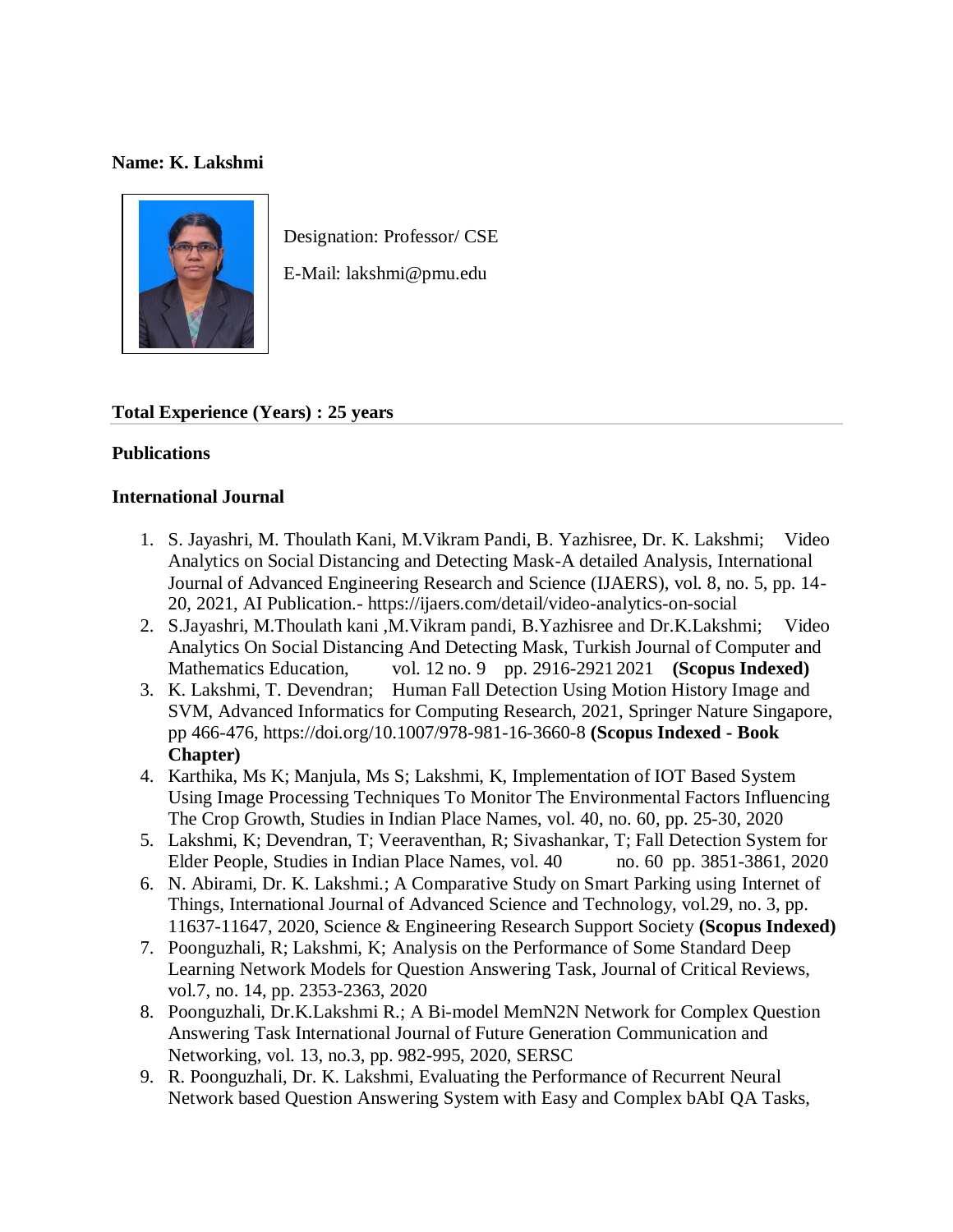**Name: K. Lakshmi**

Designation: Professor/ CSE

E-Mail: lakshmi@pmu.edu

**Total Experience (Years) : 25 years**

---

**Publications**

**International Journal**

1. S. Jayashri, M. Thoulath Kani, M.Vikram Pandi, B. Yazhisree, Dr. K. Lakshmi; Video Analytics on Social Distancing and Detecting Mask-A detailed Analysis, International Journal of Advanced Engineering Research and Science (IJAERS), vol. 8, no. 5, pp. 14-20, 2021, AI Publication.- https://ijaers.com/detail/video-analytics-on-social
2. S.Jayashri, M.Thoulath kani ,M.Vikram pandi, B.Yazhisree and Dr.K.Lakshmi; Video Analytics On Social Distancing And Detecting Mask, Turkish Journal of Computer and Mathematics Education, vol. 12 no. 9 pp. 2916-2921 2021 **(Scopus Indexed)**
3. K. Lakshmi, T. Devendran; Human Fall Detection Using Motion History Image and SVM, Advanced Informatics for Computing Research, 2021, Springer Nature Singapore, pp 466-476, https://doi.org/10.1007/978-981-16-3660-8 **(Scopus Indexed - Book Chapter)**
4. Karthika, Ms K; Manjula, Ms S; Lakshmi, K, Implementation of IOT Based System Using Image Processing Techniques To Monitor The Environmental Factors Influencing The Crop Growth, Studies in Indian Place Names, vol. 40, no. 60, pp. 25-30, 2020
5. Lakshmi, K; Devendran, T; Veeraventhan, R; Sivashankar, T; Fall Detection System for Elder People, Studies in Indian Place Names, vol. 40 no. 60 pp. 3851-3861, 2020
6. N. Abirami, Dr. K. Lakshmi.; A Comparative Study on Smart Parking using Internet of Things, International Journal of Advanced Science and Technology, vol.29, no. 3, pp. 11637-11647, 2020, Science & Engineering Research Support Society **(Scopus Indexed)**
7. Poonguzhali, R; Lakshmi, K; Analysis on the Performance of Some Standard Deep Learning Network Models for Question Answering Task, Journal of Critical Reviews, vol.7, no. 14, pp. 2353-2363, 2020
8. Poonguzhali, Dr.K.Lakshmi R.; A Bi-model MemN2N Network for Complex Question Answering Task International Journal of Future Generation Communication and Networking, vol. 13, no.3, pp. 982-995, 2020, SERSC
9. R. Poonguzhali, Dr. K. Lakshmi, Evaluating the Performance of Recurrent Neural Network based Question Answering System with Easy and Complex bAbI QA Tasks,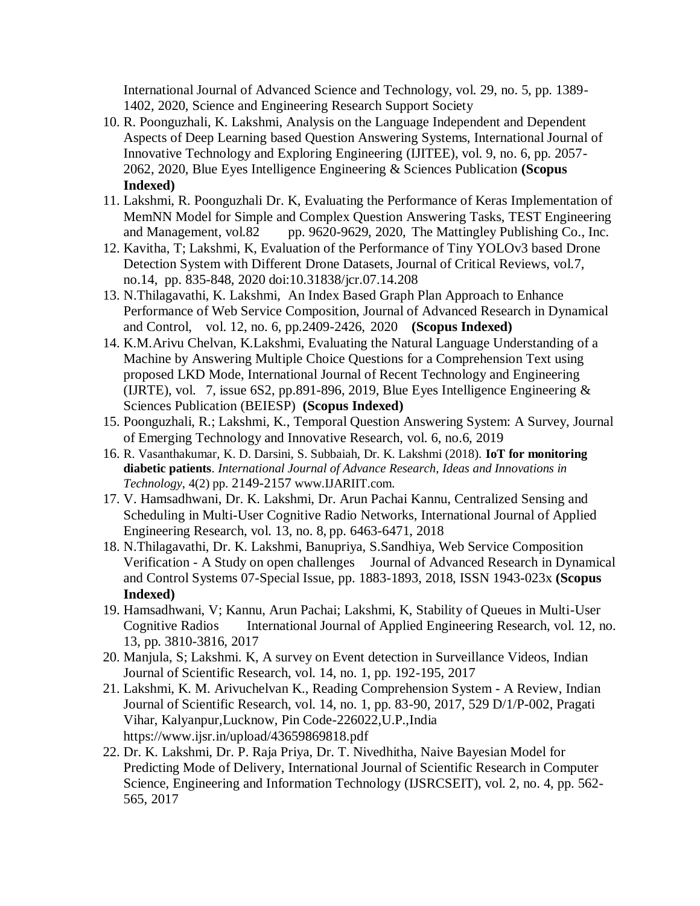International Journal of Advanced Science and Technology, vol. 29, no. 5, pp. 1389-1402, 2020, Science and Engineering Research Support Society

10. R. Poonguzhali, K. Lakshmi, Analysis on the Language Independent and Dependent Aspects of Deep Learning based Question Answering Systems, International Journal of Innovative Technology and Exploring Engineering (IJITEE), vol. 9, no. 6, pp. 2057-2062, 2020, Blue Eyes Intelligence Engineering & Sciences Publication **(Scopus Indexed)**
11. Lakshmi, R. Poonguzhali Dr. K, Evaluating the Performance of Keras Implementation of MemNN Model for Simple and Complex Question Answering Tasks, TEST Engineering and Management, vol.82 pp. 9620-9629, 2020, The Mattingley Publishing Co., Inc.
12. Kavitha, T; Lakshmi, K, Evaluation of the Performance of Tiny YOLOv3 based Drone Detection System with Different Drone Datasets, Journal of Critical Reviews, vol.7, no.14, pp. 835-848, 2020 doi:10.31838/jcr.07.14.208
13. N.Thilagavathi, K. Lakshmi, An Index Based Graph Plan Approach to Enhance Performance of Web Service Composition, Journal of Advanced Research in Dynamical and Control, vol. 12, no. 6, pp.2409-2426, 2020 **(Scopus Indexed)**
14. K.M.Arivu Chelvan, K.Lakshmi, Evaluating the Natural Language Understanding of a Machine by Answering Multiple Choice Questions for a Comprehension Text using proposed LKD Mode, International Journal of Recent Technology and Engineering (IJRTE), vol. 7, issue 6S2, pp.891-896, 2019, Blue Eyes Intelligence Engineering & Sciences Publication (BEIESP) **(Scopus Indexed)**
15. Poonguzhali, R.; Lakshmi, K., Temporal Question Answering System: A Survey, Journal of Emerging Technology and Innovative Research, vol. 6, no.6, 2019
16. R. Vasanthakumar, K. D. Darsini, S. Subbaiah, Dr. K. Lakshmi (2018). **IoT for monitoring diabetic patients**. *International Journal of Advance Research, Ideas and Innovations in Technology*, 4(2) pp. 2149-2157 www.IJARIIT.com.
17. V. Hamsadhwani, Dr. K. Lakshmi, Dr. Arun Pachai Kannu, Centralized Sensing and Scheduling in Multi-User Cognitive Radio Networks, International Journal of Applied Engineering Research, vol. 13, no. 8, pp. 6463-6471, 2018
18. N.Thilagavathi, Dr. K. Lakshmi, Banupriya, S.Sandhiya, Web Service Composition Verification - A Study on open challenges Journal of Advanced Research in Dynamical and Control Systems 07-Special Issue, pp. 1883-1893, 2018, ISSN 1943-023x **(Scopus Indexed)**
19. Hamsadhwani, V; Kannu, Arun Pachai; Lakshmi, K, Stability of Queues in Multi-User Cognitive Radios International Journal of Applied Engineering Research, vol. 12, no. 13, pp. 3810-3816, 2017
20. Manjula, S; Lakshmi. K, A survey on Event detection in Surveillance Videos, Indian Journal of Scientific Research, vol. 14, no. 1, pp. 192-195, 2017
21. Lakshmi, K. M. Arivuchelvan K., Reading Comprehension System - A Review, Indian Journal of Scientific Research, vol. 14, no. 1, pp. 83-90, 2017, 529 D/1/P-002, Pragati Vihar, Kalyanpur,Lucknow, Pin Code-226022,U.P.,India https://www.ijsr.in/upload/43659869818.pdf
22. Dr. K. Lakshmi, Dr. P. Raja Priya, Dr. T. Nivedhitha, Naive Bayesian Model for Predicting Mode of Delivery, International Journal of Scientific Research in Computer Science, Engineering and Information Technology (IJSRCSEIT), vol. 2, no. 4, pp. 562-565, 2017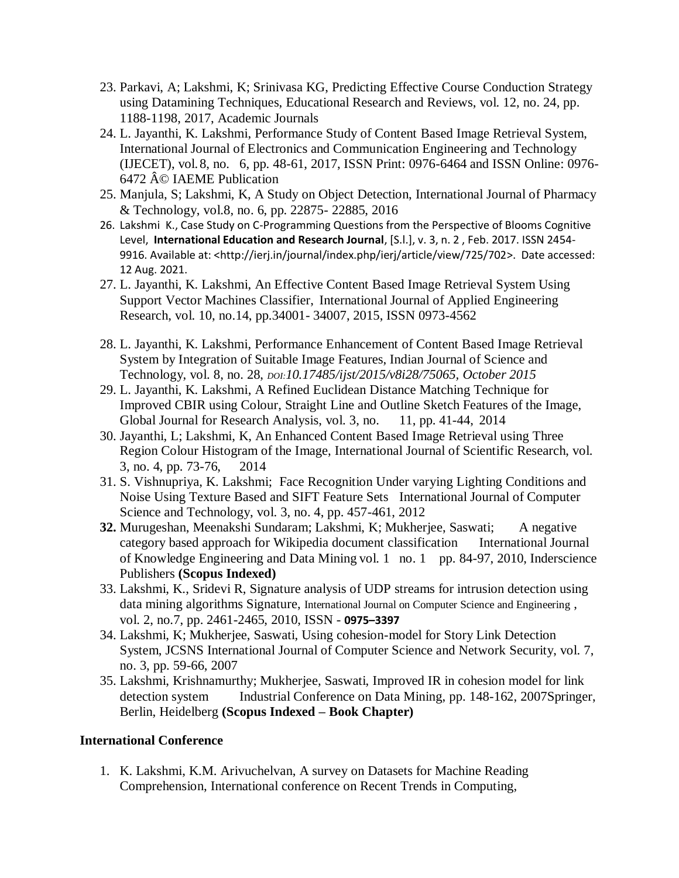23. Parkavi, A; Lakshmi, K; Srinivasa KG, Predicting Effective Course Conduction Strategy using Datamining Techniques, Educational Research and Reviews, vol. 12, no. 24, pp. 1188-1198, 2017, Academic Journals
24. L. Jayanthi, K. Lakshmi, Performance Study of Content Based Image Retrieval System, International Journal of Electronics and Communication Engineering and Technology (IJECET), vol. 8, no. 6, pp. 48-61, 2017, ISSN Print: 0976-6464 and ISSN Online: 0976-6472 Â© IAEME Publication
25. Manjula, S; Lakshmi, K, A Study on Object Detection, International Journal of Pharmacy & Technology, vol.8, no. 6, pp. 22875- 22885, 2016
26. Lakshmi K., Case Study on C-Programming Questions from the Perspective of Blooms Cognitive Level, **International Education and Research Journal**, [S.l.], v. 3, n. 2 , Feb. 2017. ISSN 2454-9916. Available at: <http://ierj.in/journal/index.php/ierj/article/view/725/702>. Date accessed: 12 Aug. 2021.
27. L. Jayanthi, K. Lakshmi, An Effective Content Based Image Retrieval System Using Support Vector Machines Classifier, International Journal of Applied Engineering Research, vol. 10, no.14, pp.34001- 34007, 2015, ISSN 0973-4562
28. L. Jayanthi, K. Lakshmi, Performance Enhancement of Content Based Image Retrieval System by Integration of Suitable Image Features, Indian Journal of Science and Technology, vol. 8, no. 28, *DOI:10.17485/ijst/2015/v8i28/75065, October 2015*
29. L. Jayanthi, K. Lakshmi, A Refined Euclidean Distance Matching Technique for Improved CBIR using Colour, Straight Line and Outline Sketch Features of the Image, Global Journal for Research Analysis, vol. 3, no. 11, pp. 41-44, 2014
30. Jayanthi, L; Lakshmi, K, An Enhanced Content Based Image Retrieval using Three Region Colour Histogram of the Image, International Journal of Scientific Research, vol. 3, no. 4, pp. 73-76, 2014
31. S. Vishnupriya, K. Lakshmi; Face Recognition Under varying Lighting Conditions and Noise Using Texture Based and SIFT Feature Sets International Journal of Computer Science and Technology, vol. 3, no. 4, pp. 457-461, 2012
32. Murugeshan, Meenakshi Sundaram; Lakshmi, K; Mukherjee, Saswati; A negative category based approach for Wikipedia document classification International Journal of Knowledge Engineering and Data Mining vol. 1 no. 1 pp. 84-97, 2010, Inderscience Publishers **(Scopus Indexed)**
33. Lakshmi, K., Sridevi R, Signature analysis of UDP streams for intrusion detection using data mining algorithms Signature, International Journal on Computer Science and Engineering , vol. 2, no.7, pp. 2461-2465, 2010, ISSN - **0975–3397**
34. Lakshmi, K; Mukherjee, Saswati, Using cohesion-model for Story Link Detection System, JCSNS International Journal of Computer Science and Network Security, vol. 7, no. 3, pp. 59-66, 2007
35. Lakshmi, Krishnamurthy; Mukherjee, Saswati, Improved IR in cohesion model for link detection system Industrial Conference on Data Mining, pp. 148-162, 2007Springer, Berlin, Heidelberg **(Scopus Indexed – Book Chapter)**

**International Conference**

1. K. Lakshmi, K.M. Arivuchelvan, A survey on Datasets for Machine Reading Comprehension, International conference on Recent Trends in Computing,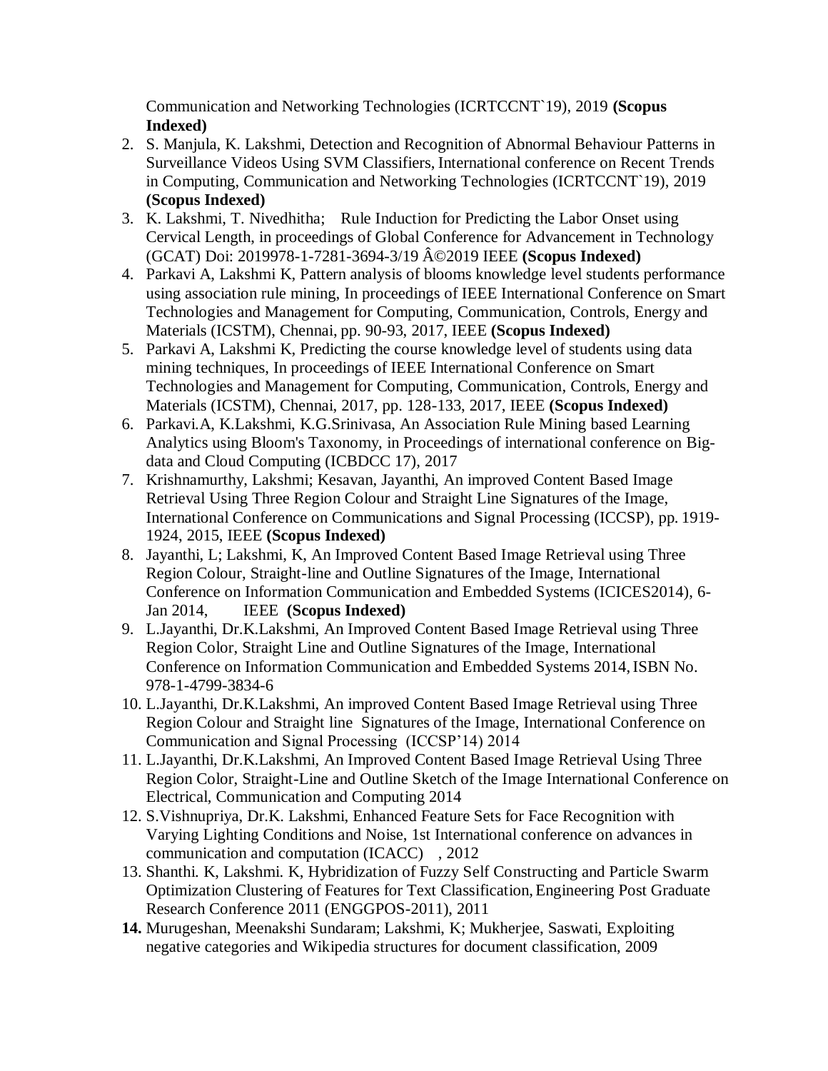Communication and Networking Technologies (ICRTCCNT`19), 2019 **(Scopus Indexed)**

2. S. Manjula, K. Lakshmi, Detection and Recognition of Abnormal Behaviour Patterns in Surveillance Videos Using SVM Classifiers, International conference on Recent Trends in Computing, Communication and Networking Technologies (ICRTCCNT`19), 2019 **(Scopus Indexed)**
3. K. Lakshmi, T. Nivedhitha; Rule Induction for Predicting the Labor Onset using Cervical Length, in proceedings of Global Conference for Advancement in Technology (GCAT) Doi: 2019978-1-7281-3694-3/19 Â©2019 IEEE **(Scopus Indexed)**
4. Parkavi A, Lakshmi K, Pattern analysis of blooms knowledge level students performance using association rule mining, In proceedings of IEEE International Conference on Smart Technologies and Management for Computing, Communication, Controls, Energy and Materials (ICSTM), Chennai, pp. 90-93, 2017, IEEE **(Scopus Indexed)**
5. Parkavi A, Lakshmi K, Predicting the course knowledge level of students using data mining techniques, In proceedings of IEEE International Conference on Smart Technologies and Management for Computing, Communication, Controls, Energy and Materials (ICSTM), Chennai, 2017, pp. 128-133, 2017, IEEE **(Scopus Indexed)**
6. Parkavi.A, K.Lakshmi, K.G.Srinivasa, An Association Rule Mining based Learning Analytics using Bloom's Taxonomy, in Proceedings of international conference on Big-data and Cloud Computing (ICBDCC 17), 2017
7. Krishnamurthy, Lakshmi; Kesavan, Jayanthi, An improved Content Based Image Retrieval Using Three Region Colour and Straight Line Signatures of the Image, International Conference on Communications and Signal Processing (ICCSP), pp. 1919-1924, 2015, IEEE **(Scopus Indexed)**
8. Jayanthi, L; Lakshmi, K, An Improved Content Based Image Retrieval using Three Region Colour, Straight-line and Outline Signatures of the Image, International Conference on Information Communication and Embedded Systems (ICICES2014), 6-Jan 2014, IEEE **(Scopus Indexed)**
9. L.Jayanthi, Dr.K.Lakshmi, An Improved Content Based Image Retrieval using Three Region Color, Straight Line and Outline Signatures of the Image, International Conference on Information Communication and Embedded Systems 2014, ISBN No. 978-1-4799-3834-6
10. L.Jayanthi, Dr.K.Lakshmi, An improved Content Based Image Retrieval using Three Region Colour and Straight line Signatures of the Image, International Conference on Communication and Signal Processing (ICCSP'14) 2014
11. L.Jayanthi, Dr.K.Lakshmi, An Improved Content Based Image Retrieval Using Three Region Color, Straight-Line and Outline Sketch of the Image International Conference on Electrical, Communication and Computing 2014
12. S.Vishnupriya, Dr.K. Lakshmi, Enhanced Feature Sets for Face Recognition with Varying Lighting Conditions and Noise, 1st International conference on advances in communication and computation (ICACC) , 2012
13. Shanthi. K, Lakshmi. K, Hybridization of Fuzzy Self Constructing and Particle Swarm Optimization Clustering of Features for Text Classification, Engineering Post Graduate Research Conference 2011 (ENGGPOS-2011), 2011
14. Murugeshan, Meenakshi Sundaram; Lakshmi, K; Mukherjee, Saswati, Exploiting negative categories and Wikipedia structures for document classification, 2009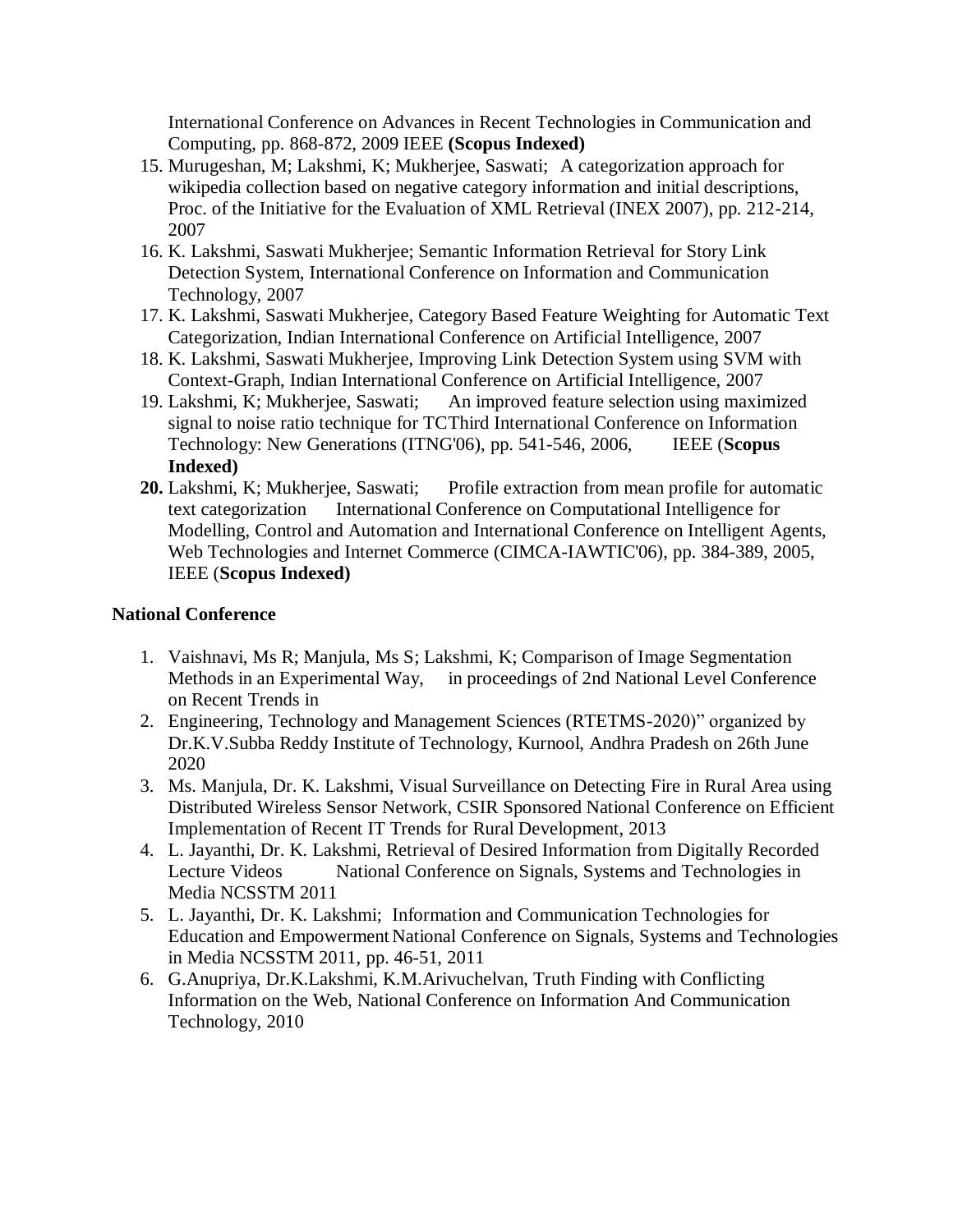International Conference on Advances in Recent Technologies in Communication and Computing, pp. 868-872, 2009 IEEE **(Scopus Indexed)**

15. Murugeshan, M; Lakshmi, K; Mukherjee, Saswati; A categorization approach for wikipedia collection based on negative category information and initial descriptions, Proc. of the Initiative for the Evaluation of XML Retrieval (INEX 2007), pp. 212-214, 2007
16. K. Lakshmi, Saswati Mukherjee; Semantic Information Retrieval for Story Link Detection System, International Conference on Information and Communication Technology, 2007
17. K. Lakshmi, Saswati Mukherjee, Category Based Feature Weighting for Automatic Text Categorization, Indian International Conference on Artificial Intelligence, 2007
18. K. Lakshmi, Saswati Mukherjee, Improving Link Detection System using SVM with Context-Graph, Indian International Conference on Artificial Intelligence, 2007
19. Lakshmi, K; Mukherjee, Saswati; An improved feature selection using maximized signal to noise ratio technique for TCThird International Conference on Information Technology: New Generations (ITNG'06), pp. 541-546, 2006, IEEE (**Scopus Indexed)**
20. Lakshmi, K; Mukherjee, Saswati; Profile extraction from mean profile for automatic text categorization International Conference on Computational Intelligence for Modelling, Control and Automation and International Conference on Intelligent Agents, Web Technologies and Internet Commerce (CIMCA-IAWTIC'06), pp. 384-389, 2005, IEEE (**Scopus Indexed)**

**National Conference**

1. Vaishnavi, Ms R; Manjula, Ms S; Lakshmi, K; Comparison of Image Segmentation Methods in an Experimental Way, in proceedings of 2nd National Level Conference on Recent Trends in
2. Engineering, Technology and Management Sciences (RTETMS-2020)" organized by Dr.K.V.Subba Reddy Institute of Technology, Kurnool, Andhra Pradesh on 26th June 2020
3. Ms. Manjula, Dr. K. Lakshmi, Visual Surveillance on Detecting Fire in Rural Area using Distributed Wireless Sensor Network, CSIR Sponsored National Conference on Efficient Implementation of Recent IT Trends for Rural Development, 2013
4. L. Jayanthi, Dr. K. Lakshmi, Retrieval of Desired Information from Digitally Recorded Lecture Videos National Conference on Signals, Systems and Technologies in Media NCSSTM 2011
5. L. Jayanthi, Dr. K. Lakshmi; Information and Communication Technologies for Education and Empowerment National Conference on Signals, Systems and Technologies in Media NCSSTM 2011, pp. 46-51, 2011
6. G.Anupriya, Dr.K.Lakshmi, K.M.Arivuchelvan, Truth Finding with Conflicting Information on the Web, National Conference on Information And Communication Technology, 2010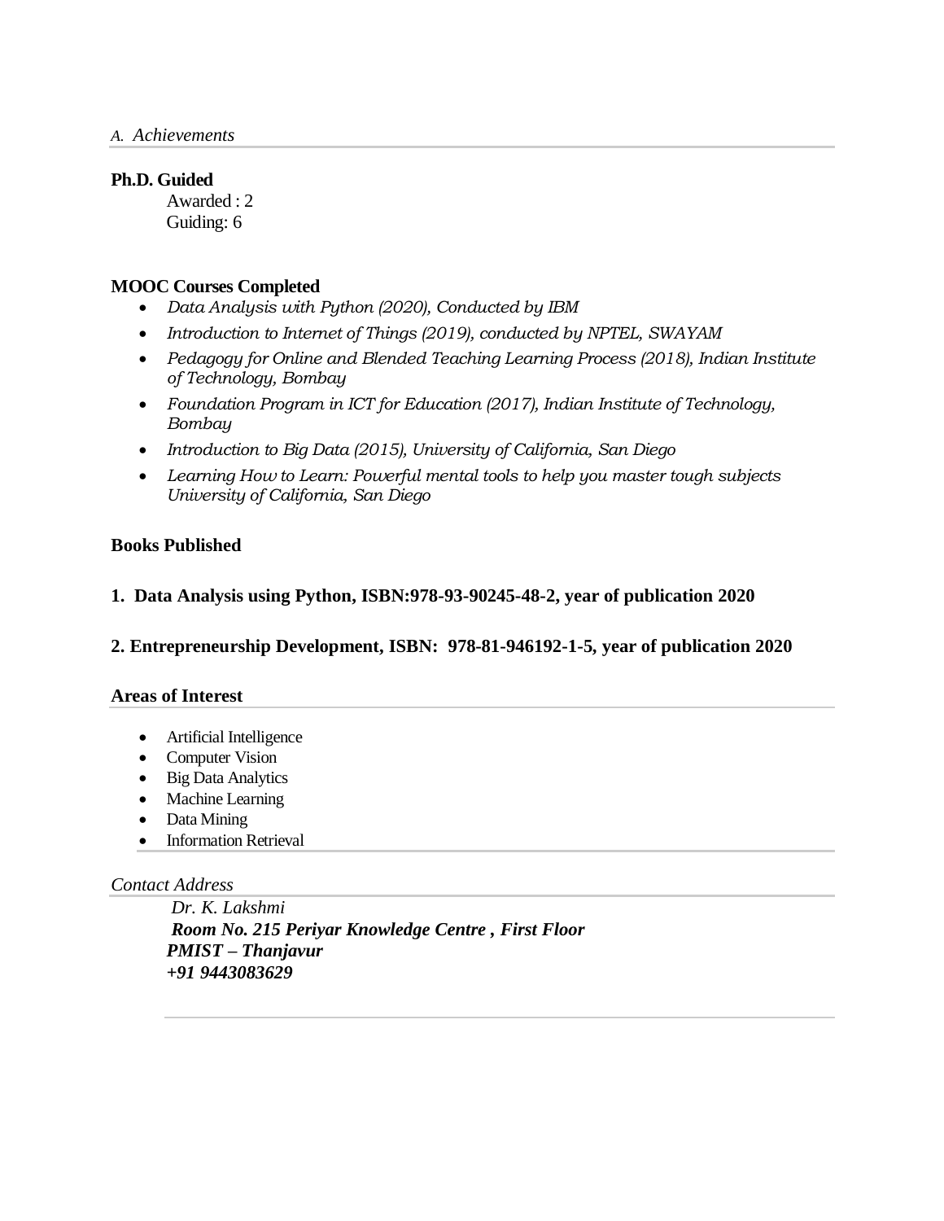*A. Achievements*

**Ph.D. Guided**

Awarded : 2
Guiding: 6

**MOOC Courses Completed**

- *Data Analysis with Python (2020), Conducted by IBM*
- *Introduction to Internet of Things (2019), conducted by NPTEL, SWAYAM*
- *Pedagogy for Online and Blended Teaching Learning Process (2018), Indian Institute of Technology, Bombay*
- *Foundation Program in ICT for Education (2017), Indian Institute of Technology, Bombay*
- *Introduction to Big Data (2015), University of California, San Diego*
- *Learning How to Learn: Powerful mental tools to help you master tough subjects University of California, San Diego*

**Books Published**

**1. Data Analysis using Python, ISBN:978-93-90245-48-2, year of publication 2020**

**2. Entrepreneurship Development, ISBN: 978-81-946192-1-5, year of publication 2020**

**Areas of Interest**

- Artificial Intelligence
- Computer Vision
- Big Data Analytics
- Machine Learning
- Data Mining
- Information Retrieval

*Contact Address*

*Dr. K. Lakshmi*
***Room No. 215 Periyar Knowledge Centre , First Floor***
***PMIST – Thanjavur***
***+91 9443083629***